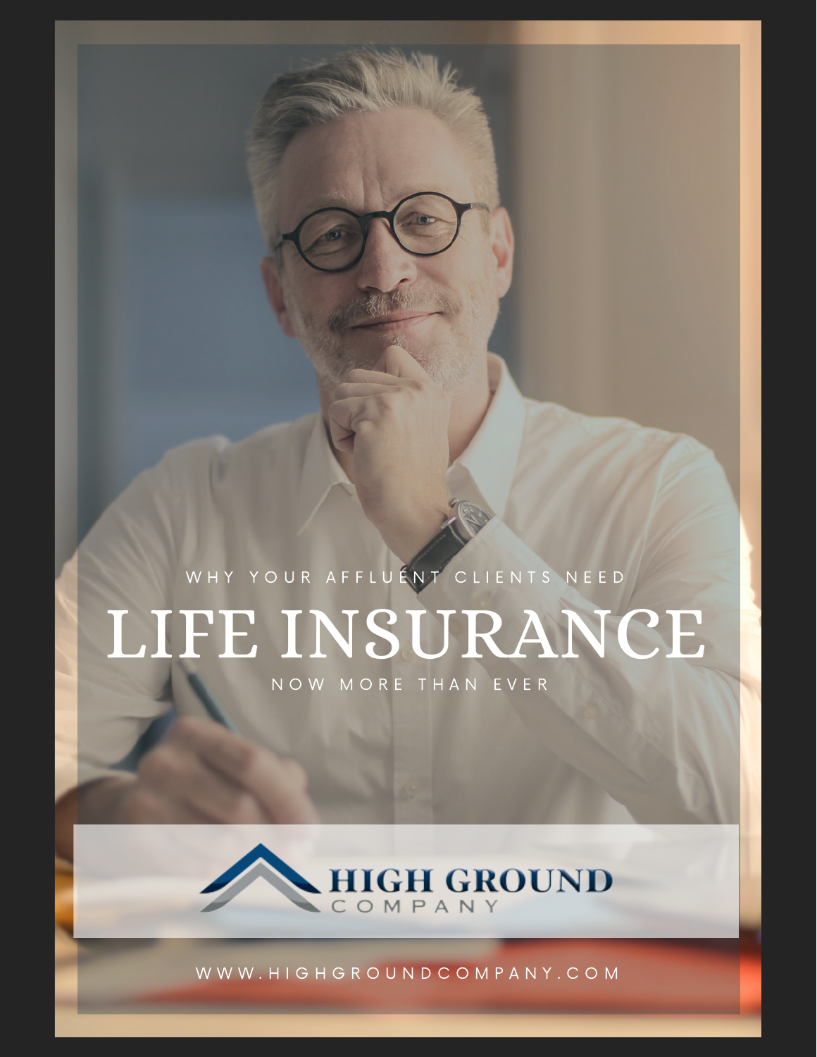WHY YOUR AFFLUENT CLIENTS NEED

# LIFE INSURANCE

NOW MORE THAN EVER

HIGH GROUND COMPANY

WWW.HIGHGROUNDCOMPANY.COM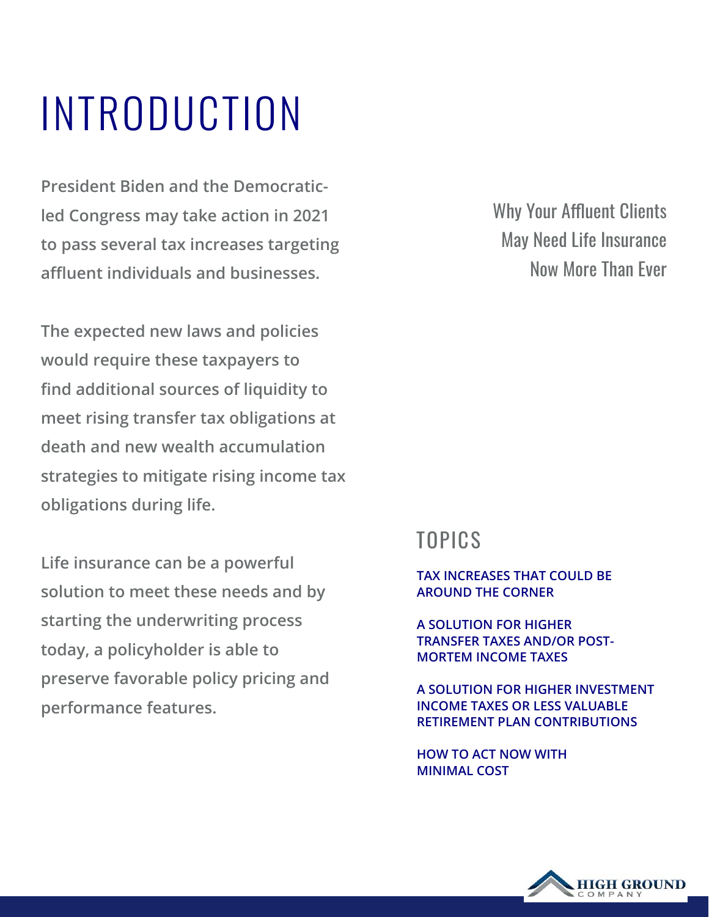# INTRODUCTION

Why Your Affluent Clients May Need Life Insurance Now More Than Ever

**President Biden and the Democratic-led Congress may take action in 2021 to pass several tax increases targeting affluent individuals and businesses.**

**The expected new laws and policies would require these taxpayers to find additional sources of liquidity to meet rising transfer tax obligations at death and new wealth accumulation strategies to mitigate rising income tax obligations during life.**

**Life insurance can be a powerful solution to meet these needs and by starting the underwriting process today, a policyholder is able to preserve favorable policy pricing and performance features.**

## TOPICS

**TAX INCREASES THAT COULD BE AROUND THE CORNER**

**A SOLUTION FOR HIGHER TRANSFER TAXES AND/OR POST-MORTEM INCOME TAXES**

**A SOLUTION FOR HIGHER INVESTMENT INCOME TAXES OR LESS VALUABLE RETIREMENT PLAN CONTRIBUTIONS**

**HOW TO ACT NOW WITH MINIMAL COST**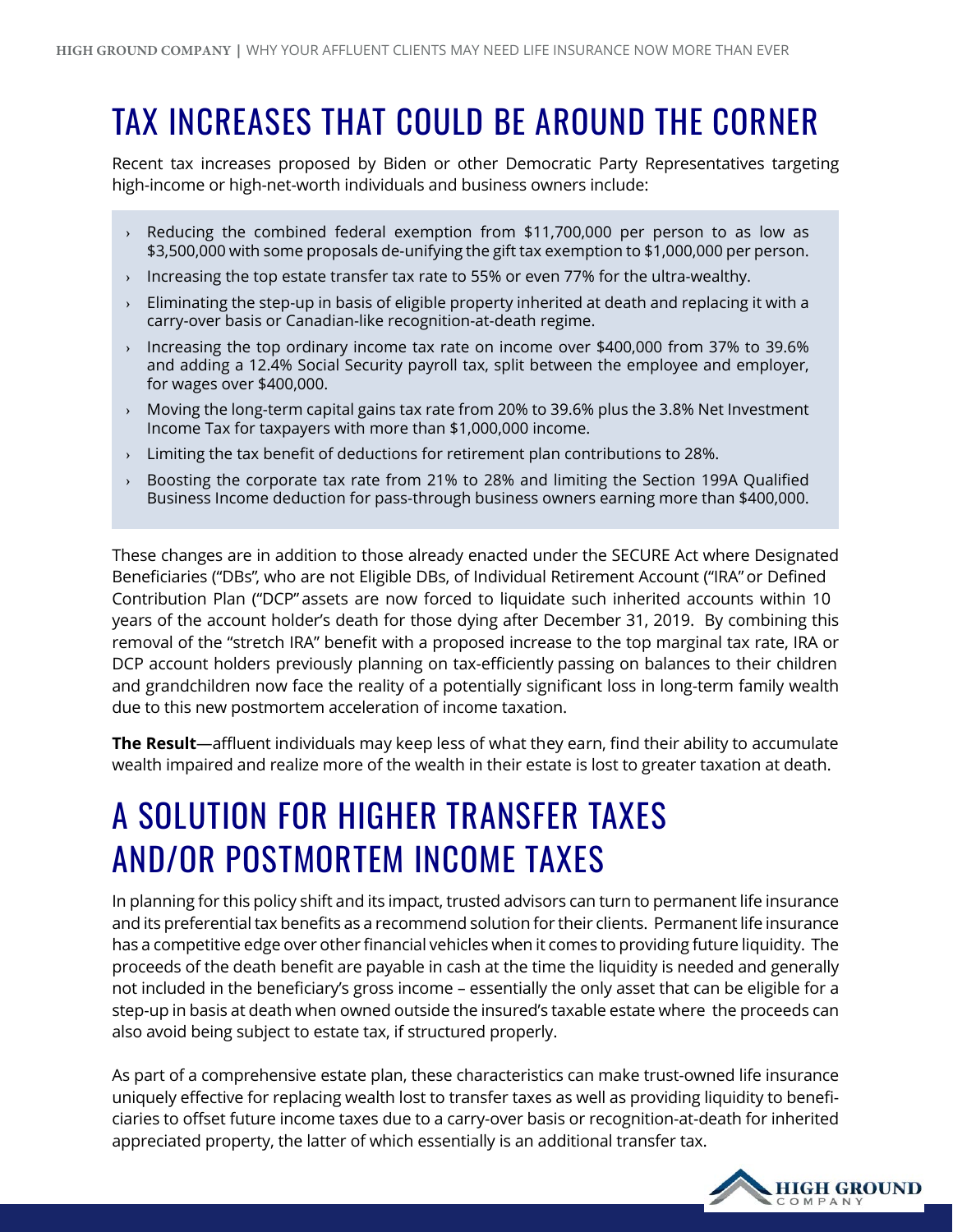# TAX INCREASES THAT COULD BE AROUND THE CORNER

Recent tax increases proposed by Biden or other Democratic Party Representatives targeting high-income or high-net-worth individuals and business owners include:

- Reducing the combined federal exemption from $11,700,000 per person to as low as $3,500,000 with some proposals de-unifying the gift tax exemption to $1,000,000 per person.
- Increasing the top estate transfer tax rate to 55% or even 77% for the ultra-wealthy.
- Eliminating the step-up in basis of eligible property inherited at death and replacing it with a carry-over basis or Canadian-like recognition-at-death regime.
- Increasing the top ordinary income tax rate on income over $400,000 from 37% to 39.6% and adding a 12.4% Social Security payroll tax, split between the employee and employer, for wages over $400,000.
- Moving the long-term capital gains tax rate from 20% to 39.6% plus the 3.8% Net Investment Income Tax for taxpayers with more than $1,000,000 income.
- Limiting the tax benefit of deductions for retirement plan contributions to 28%.
- Boosting the corporate tax rate from 21% to 28% and limiting the Section 199A Qualified Business Income deduction for pass-through business owners earning more than $400,000.

These changes are in addition to those already enacted under the SECURE Act where Designated Beneficiaries ("DBs", who are not Eligible DBs, of Individual Retirement Account ("IRA" or Defined Contribution Plan ("DCP" assets are now forced to liquidate such inherited accounts within 10 years of the account holder's death for those dying after December 31, 2019. By combining this removal of the "stretch IRA" benefit with a proposed increase to the top marginal tax rate, IRA or DCP account holders previously planning on tax-efficiently passing on balances to their children and grandchildren now face the reality of a potentially significant loss in long-term family wealth due to this new postmortem acceleration of income taxation.

**The Result**—affluent individuals may keep less of what they earn, find their ability to accumulate wealth impaired and realize more of the wealth in their estate is lost to greater taxation at death.

# A SOLUTION FOR HIGHER TRANSFER TAXES AND/OR POSTMORTEM INCOME TAXES

In planning for this policy shift and its impact, trusted advisors can turn to permanent life insurance and its preferential tax benefits as a recommend solution for their clients. Permanent life insurance has a competitive edge over other financial vehicles when it comes to providing future liquidity. The proceeds of the death benefit are payable in cash at the time the liquidity is needed and generally not included in the beneficiary's gross income – essentially the only asset that can be eligible for a step-up in basis at death when owned outside the insured's taxable estate where the proceeds can also avoid being subject to estate tax, if structured properly.

As part of a comprehensive estate plan, these characteristics can make trust-owned life insurance uniquely effective for replacing wealth lost to transfer taxes as well as providing liquidity to beneficiaries to offset future income taxes due to a carry-over basis or recognition-at-death for inherited appreciated property, the latter of which essentially is an additional transfer tax.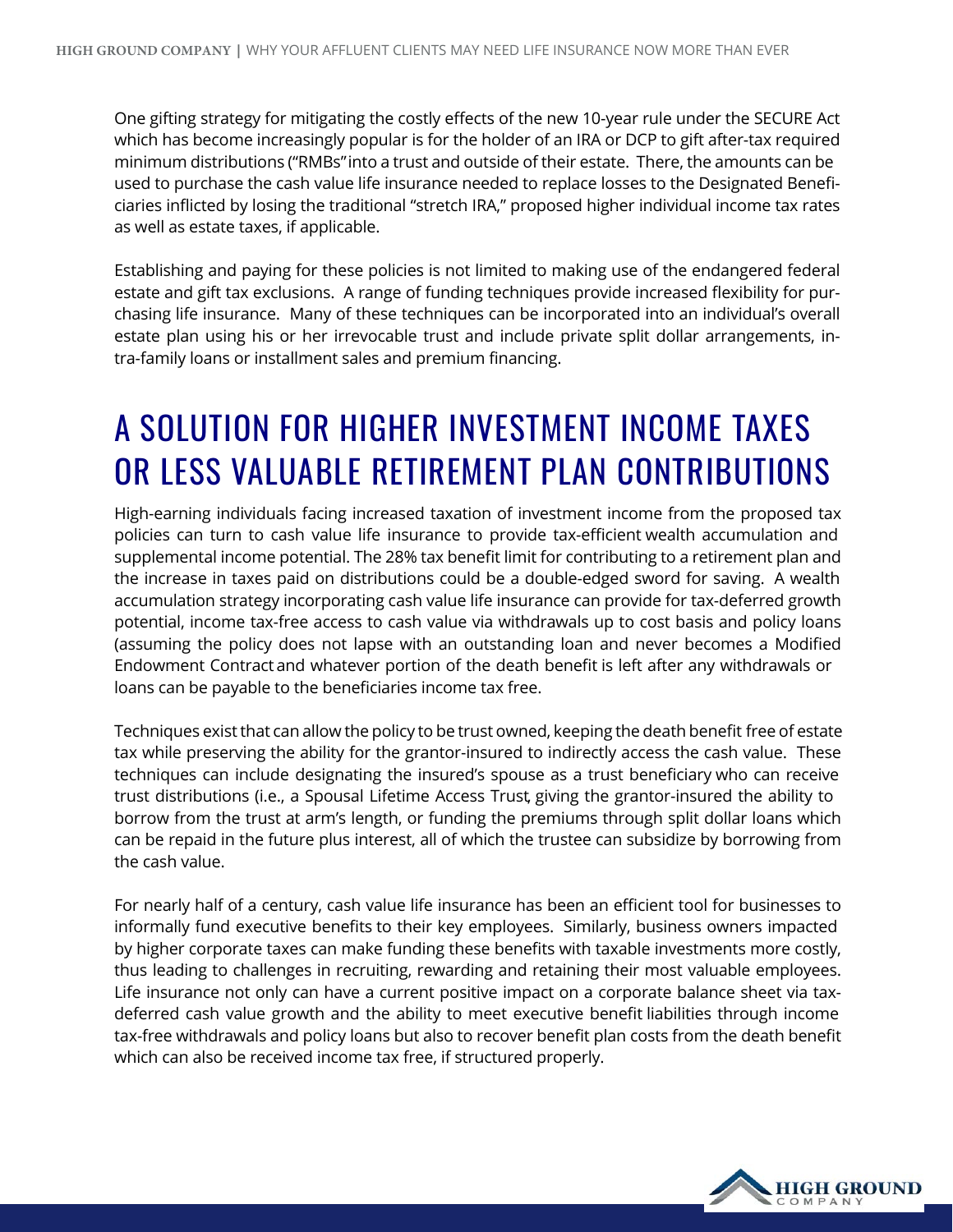One gifting strategy for mitigating the costly effects of the new 10-year rule under the SECURE Act which has become increasingly popular is for the holder of an IRA or DCP to gift after-tax required minimum distributions ("RMBs" into a trust and outside of their estate. There, the amounts can be used to purchase the cash value life insurance needed to replace losses to the Designated Beneficiaries inflicted by losing the traditional "stretch IRA," proposed higher individual income tax rates as well as estate taxes, if applicable.

Establishing and paying for these policies is not limited to making use of the endangered federal estate and gift tax exclusions. A range of funding techniques provide increased flexibility for purchasing life insurance. Many of these techniques can be incorporated into an individual's overall estate plan using his or her irrevocable trust and include private split dollar arrangements, intra-family loans or installment sales and premium financing.

# A SOLUTION FOR HIGHER INVESTMENT INCOME TAXES OR LESS VALUABLE RETIREMENT PLAN CONTRIBUTIONS

High-earning individuals facing increased taxation of investment income from the proposed tax policies can turn to cash value life insurance to provide tax-efficient wealth accumulation and supplemental income potential. The 28% tax benefit limit for contributing to a retirement plan and the increase in taxes paid on distributions could be a double-edged sword for saving. A wealth accumulation strategy incorporating cash value life insurance can provide for tax-deferred growth potential, income tax-free access to cash value via withdrawals up to cost basis and policy loans (assuming the policy does not lapse with an outstanding loan and never becomes a Modified Endowment Contract and whatever portion of the death benefit is left after any withdrawals or loans can be payable to the beneficiaries income tax free.

Techniques exist that can allow the policy to be trust owned, keeping the death benefit free of estate tax while preserving the ability for the grantor-insured to indirectly access the cash value. These techniques can include designating the insured's spouse as a trust beneficiary who can receive trust distributions (i.e., a Spousal Lifetime Access Trust, giving the grantor-insured the ability to borrow from the trust at arm's length, or funding the premiums through split dollar loans which can be repaid in the future plus interest, all of which the trustee can subsidize by borrowing from the cash value.

For nearly half of a century, cash value life insurance has been an efficient tool for businesses to informally fund executive benefits to their key employees. Similarly, business owners impacted by higher corporate taxes can make funding these benefits with taxable investments more costly, thus leading to challenges in recruiting, rewarding and retaining their most valuable employees. Life insurance not only can have a current positive impact on a corporate balance sheet via tax-deferred cash value growth and the ability to meet executive benefit liabilities through income tax-free withdrawals and policy loans but also to recover benefit plan costs from the death benefit which can also be received income tax free, if structured properly.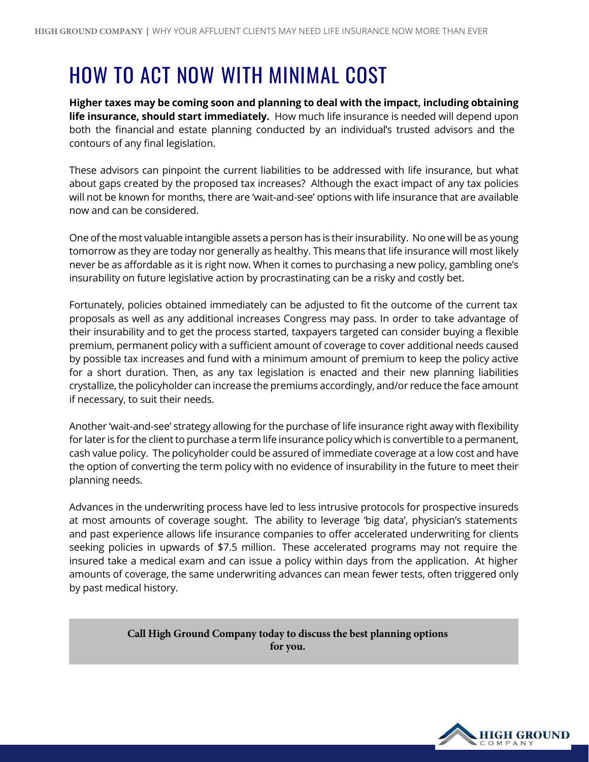# HOW TO ACT NOW WITH MINIMAL COST

**Higher taxes may be coming soon and planning to deal with the impact, including obtaining life insurance, should start immediately.** How much life insurance is needed will depend upon both the financial and estate planning conducted by an individual's trusted advisors and the contours of any final legislation.

These advisors can pinpoint the current liabilities to be addressed with life insurance, but what about gaps created by the proposed tax increases? Although the exact impact of any tax policies will not be known for months, there are 'wait-and-see' options with life insurance that are available now and can be considered.

One of the most valuable intangible assets a person has is their insurability. No one will be as young tomorrow as they are today nor generally as healthy. This means that life insurance will most likely never be as affordable as it is right now. When it comes to purchasing a new policy, gambling one's insurability on future legislative action by procrastinating can be a risky and costly bet.

Fortunately, policies obtained immediately can be adjusted to fit the outcome of the current tax proposals as well as any additional increases Congress may pass. In order to take advantage of their insurability and to get the process started, taxpayers targeted can consider buying a flexible premium, permanent policy with a sufficient amount of coverage to cover additional needs caused by possible tax increases and fund with a minimum amount of premium to keep the policy active for a short duration. Then, as any tax legislation is enacted and their new planning liabilities crystallize, the policyholder can increase the premiums accordingly, and/or reduce the face amount if necessary, to suit their needs.

Another 'wait-and-see' strategy allowing for the purchase of life insurance right away with flexibility for later is for the client to purchase a term life insurance policy which is convertible to a permanent, cash value policy. The policyholder could be assured of immediate coverage at a low cost and have the option of converting the term policy with no evidence of insurability in the future to meet their planning needs.

Advances in the underwriting process have led to less intrusive protocols for prospective insureds at most amounts of coverage sought. The ability to leverage 'big data', physician's statements and past experience allows life insurance companies to offer accelerated underwriting for clients seeking policies in upwards of $7.5 million. These accelerated programs may not require the insured take a medical exam and can issue a policy within days from the application. At higher amounts of coverage, the same underwriting advances can mean fewer tests, often triggered only by past medical history.

**Call High Ground Company today to discuss the best planning options for you.**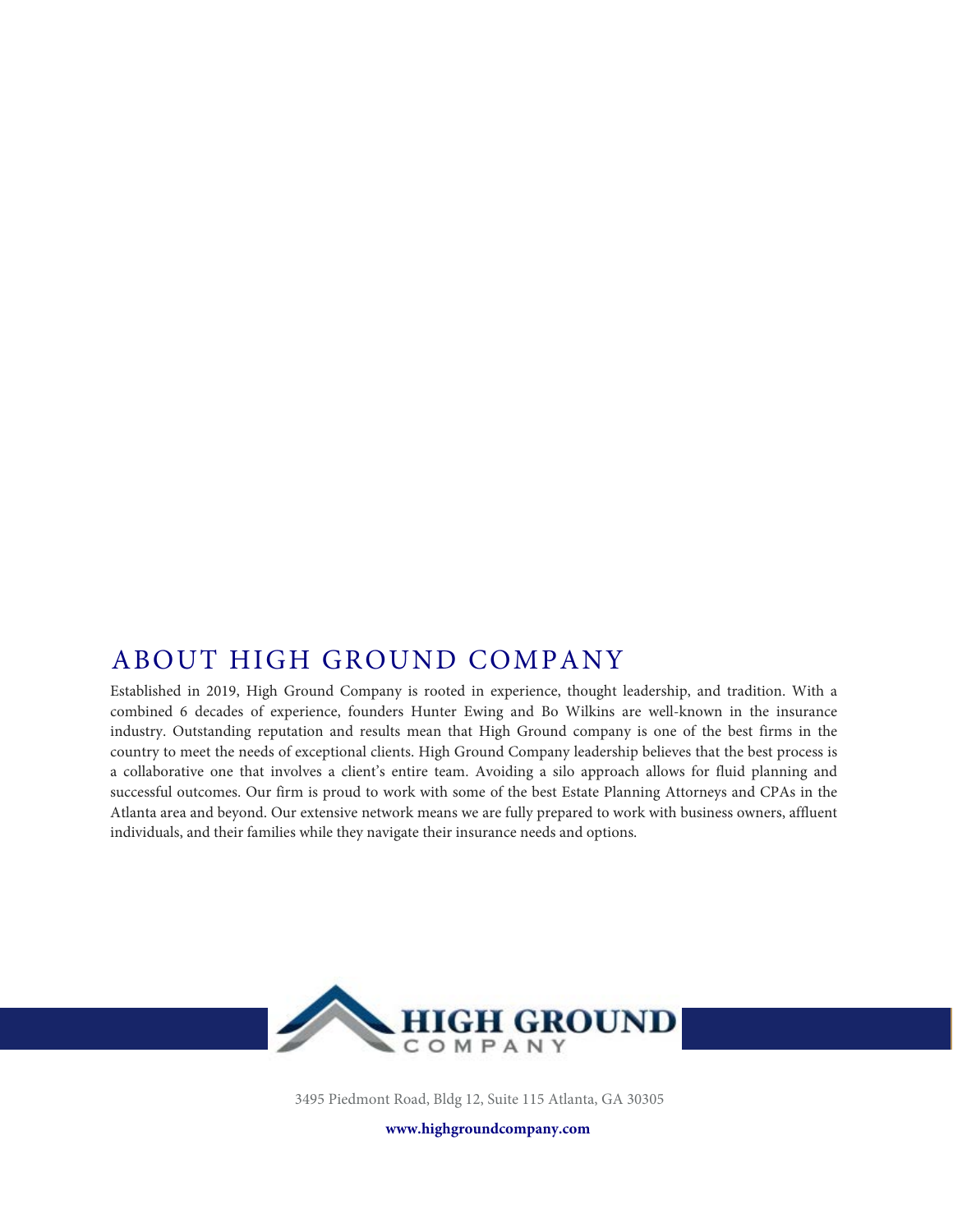## ABOUT HIGH GROUND COMPANY

Established in 2019, High Ground Company is rooted in experience, thought leadership, and tradition. With a combined 6 decades of experience, founders Hunter Ewing and Bo Wilkins are well-known in the insurance industry. Outstanding reputation and results mean that High Ground company is one of the best firms in the country to meet the needs of exceptional clients. High Ground Company leadership believes that the best process is a collaborative one that involves a client's entire team. Avoiding a silo approach allows for fluid planning and successful outcomes. Our firm is proud to work with some of the best Estate Planning Attorneys and CPAs in the Atlanta area and beyond. Our extensive network means we are fully prepared to work with business owners, affluent individuals, and their families while they navigate their insurance needs and options.

HIGH GROUND
COMPANY

3495 Piedmont Road, Bldg 12, Suite 115 Atlanta, GA 30305

**www.highgroundcompany.com**